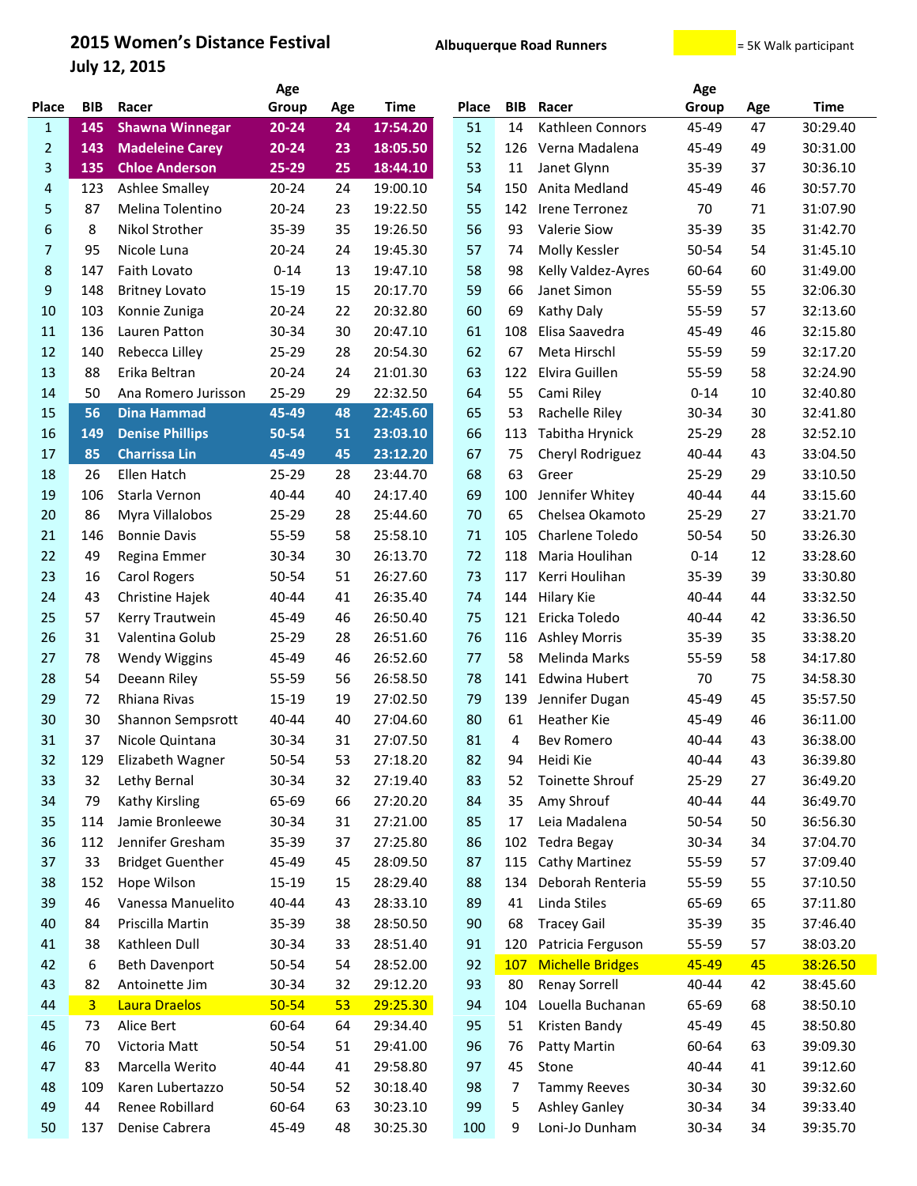# 2015 Women's Distance Festival

**July 12, 2015**

**Albuquerque Road Runners**

= 5K Walk participant

| Place | BIB | Racer | Age Group | Age | Time |
|---|---|---|---|---|---|
| 1 | 145 | Shawna Winnegar | 20-24 | 24 | 17:54.20 |
| 2 | 143 | Madeleine Carey | 20-24 | 23 | 18:05.50 |
| 3 | 135 | Chloe Anderson | 25-29 | 25 | 18:44.10 |
| 4 | 123 | Ashlee Smalley | 20-24 | 24 | 19:00.10 |
| 5 | 87 | Melina Tolentino | 20-24 | 23 | 19:22.50 |
| 6 | 8 | Nikol Strother | 35-39 | 35 | 19:26.50 |
| 7 | 95 | Nicole Luna | 20-24 | 24 | 19:45.30 |
| 8 | 147 | Faith Lovato | 0-14 | 13 | 19:47.10 |
| 9 | 148 | Britney Lovato | 15-19 | 15 | 20:17.70 |
| 10 | 103 | Konnie Zuniga | 20-24 | 22 | 20:32.80 |
| 11 | 136 | Lauren Patton | 30-34 | 30 | 20:47.10 |
| 12 | 140 | Rebecca Lilley | 25-29 | 28 | 20:54.30 |
| 13 | 88 | Erika Beltran | 20-24 | 24 | 21:01.30 |
| 14 | 50 | Ana Romero Jurisson | 25-29 | 29 | 22:32.50 |
| 15 | 56 | Dina Hammad | 45-49 | 48 | 22:45.60 |
| 16 | 149 | Denise Phillips | 50-54 | 51 | 23:03.10 |
| 17 | 85 | Charrissa Lin | 45-49 | 45 | 23:12.20 |
| 18 | 26 | Ellen Hatch | 25-29 | 28 | 23:44.70 |
| 19 | 106 | Starla Vernon | 40-44 | 40 | 24:17.40 |
| 20 | 86 | Myra Villalobos | 25-29 | 28 | 25:44.60 |
| 21 | 146 | Bonnie Davis | 55-59 | 58 | 25:58.10 |
| 22 | 49 | Regina Emmer | 30-34 | 30 | 26:13.70 |
| 23 | 16 | Carol Rogers | 50-54 | 51 | 26:27.60 |
| 24 | 43 | Christine Hajek | 40-44 | 41 | 26:35.40 |
| 25 | 57 | Kerry Trautwein | 45-49 | 46 | 26:50.40 |
| 26 | 31 | Valentina Golub | 25-29 | 28 | 26:51.60 |
| 27 | 78 | Wendy Wiggins | 45-49 | 46 | 26:52.60 |
| 28 | 54 | Deeann Riley | 55-59 | 56 | 26:58.50 |
| 29 | 72 | Rhiana Rivas | 15-19 | 19 | 27:02.50 |
| 30 | 30 | Shannon Sempsrott | 40-44 | 40 | 27:04.60 |
| 31 | 37 | Nicole Quintana | 30-34 | 31 | 27:07.50 |
| 32 | 129 | Elizabeth Wagner | 50-54 | 53 | 27:18.20 |
| 33 | 32 | Lethy Bernal | 30-34 | 32 | 27:19.40 |
| 34 | 79 | Kathy Kirsling | 65-69 | 66 | 27:20.20 |
| 35 | 114 | Jamie Bronleewe | 30-34 | 31 | 27:21.00 |
| 36 | 112 | Jennifer Gresham | 35-39 | 37 | 27:25.80 |
| 37 | 33 | Bridget Guenther | 45-49 | 45 | 28:09.50 |
| 38 | 152 | Hope Wilson | 15-19 | 15 | 28:29.40 |
| 39 | 46 | Vanessa Manuelito | 40-44 | 43 | 28:33.10 |
| 40 | 84 | Priscilla Martin | 35-39 | 38 | 28:50.50 |
| 41 | 38 | Kathleen Dull | 30-34 | 33 | 28:51.40 |
| 42 | 6 | Beth Davenport | 50-54 | 54 | 28:52.00 |
| 43 | 82 | Antoinette Jim | 30-34 | 32 | 29:12.20 |
| 44 | 3 | Laura Draelos | 50-54 | 53 | 29:25.30 |
| 45 | 73 | Alice Bert | 60-64 | 64 | 29:34.40 |
| 46 | 70 | Victoria Matt | 50-54 | 51 | 29:41.00 |
| 47 | 83 | Marcella Werito | 40-44 | 41 | 29:58.80 |
| 48 | 109 | Karen Lubertazzo | 50-54 | 52 | 30:18.40 |
| 49 | 44 | Renee Robillard | 60-64 | 63 | 30:23.10 |
| 50 | 137 | Denise Cabrera | 45-49 | 48 | 30:25.30 |
| 51 | 14 | Kathleen Connors | 45-49 | 47 | 30:29.40 |
| 52 | 126 | Verna Madalena | 45-49 | 49 | 30:31.00 |
| 53 | 11 | Janet Glynn | 35-39 | 37 | 30:36.10 |
| 54 | 150 | Anita Medland | 45-49 | 46 | 30:57.70 |
| 55 | 142 | Irene Terronez | 70 | 71 | 31:07.90 |
| 56 | 93 | Valerie Siow | 35-39 | 35 | 31:42.70 |
| 57 | 74 | Molly Kessler | 50-54 | 54 | 31:45.10 |
| 58 | 98 | Kelly Valdez-Ayres | 60-64 | 60 | 31:49.00 |
| 59 | 66 | Janet Simon | 55-59 | 55 | 32:06.30 |
| 60 | 69 | Kathy Daly | 55-59 | 57 | 32:13.60 |
| 61 | 108 | Elisa Saavedra | 45-49 | 46 | 32:15.80 |
| 62 | 67 | Meta Hirschl | 55-59 | 59 | 32:17.20 |
| 63 | 122 | Elvira Guillen | 55-59 | 58 | 32:24.90 |
| 64 | 55 | Cami Riley | 0-14 | 10 | 32:40.80 |
| 65 | 53 | Rachelle Riley | 30-34 | 30 | 32:41.80 |
| 66 | 113 | Tabitha Hrynick | 25-29 | 28 | 32:52.10 |
| 67 | 75 | Cheryl Rodriguez | 40-44 | 43 | 33:04.50 |
| 68 | 63 | Greer | 25-29 | 29 | 33:10.50 |
| 69 | 100 | Jennifer Whitey | 40-44 | 44 | 33:15.60 |
| 70 | 65 | Chelsea Okamoto | 25-29 | 27 | 33:21.70 |
| 71 | 105 | Charlene Toledo | 50-54 | 50 | 33:26.30 |
| 72 | 118 | Maria Houlihan | 0-14 | 12 | 33:28.60 |
| 73 | 117 | Kerri Houlihan | 35-39 | 39 | 33:30.80 |
| 74 | 144 | Hilary Kie | 40-44 | 44 | 33:32.50 |
| 75 | 121 | Ericka Toledo | 40-44 | 42 | 33:36.50 |
| 76 | 116 | Ashley Morris | 35-39 | 35 | 33:38.20 |
| 77 | 58 | Melinda Marks | 55-59 | 58 | 34:17.80 |
| 78 | 141 | Edwina Hubert | 70 | 75 | 34:58.30 |
| 79 | 139 | Jennifer Dugan | 45-49 | 45 | 35:57.50 |
| 80 | 61 | Heather Kie | 45-49 | 46 | 36:11.00 |
| 81 | 4 | Bev Romero | 40-44 | 43 | 36:38.00 |
| 82 | 94 | Heidi Kie | 40-44 | 43 | 36:39.80 |
| 83 | 52 | Toinette Shrouf | 25-29 | 27 | 36:49.20 |
| 84 | 35 | Amy Shrouf | 40-44 | 44 | 36:49.70 |
| 85 | 17 | Leia Madalena | 50-54 | 50 | 36:56.30 |
| 86 | 102 | Tedra Begay | 30-34 | 34 | 37:04.70 |
| 87 | 115 | Cathy Martinez | 55-59 | 57 | 37:09.40 |
| 88 | 134 | Deborah Renteria | 55-59 | 55 | 37:10.50 |
| 89 | 41 | Linda Stiles | 65-69 | 65 | 37:11.80 |
| 90 | 68 | Tracey Gail | 35-39 | 35 | 37:46.40 |
| 91 | 120 | Patricia Ferguson | 55-59 | 57 | 38:03.20 |
| 92 | 107 | Michelle Bridges | 45-49 | 45 | 38:26.50 |
| 93 | 80 | Renay Sorrell | 40-44 | 42 | 38:45.60 |
| 94 | 104 | Louella Buchanan | 65-69 | 68 | 38:50.10 |
| 95 | 51 | Kristen Bandy | 45-49 | 45 | 38:50.80 |
| 96 | 76 | Patty Martin | 60-64 | 63 | 39:09.30 |
| 97 | 45 | Stone | 40-44 | 41 | 39:12.60 |
| 98 | 7 | Tammy Reeves | 30-34 | 30 | 39:32.60 |
| 99 | 5 | Ashley Ganley | 30-34 | 34 | 39:33.40 |
| 100 | 9 | Loni-Jo Dunham | 30-34 | 34 | 39:35.70 |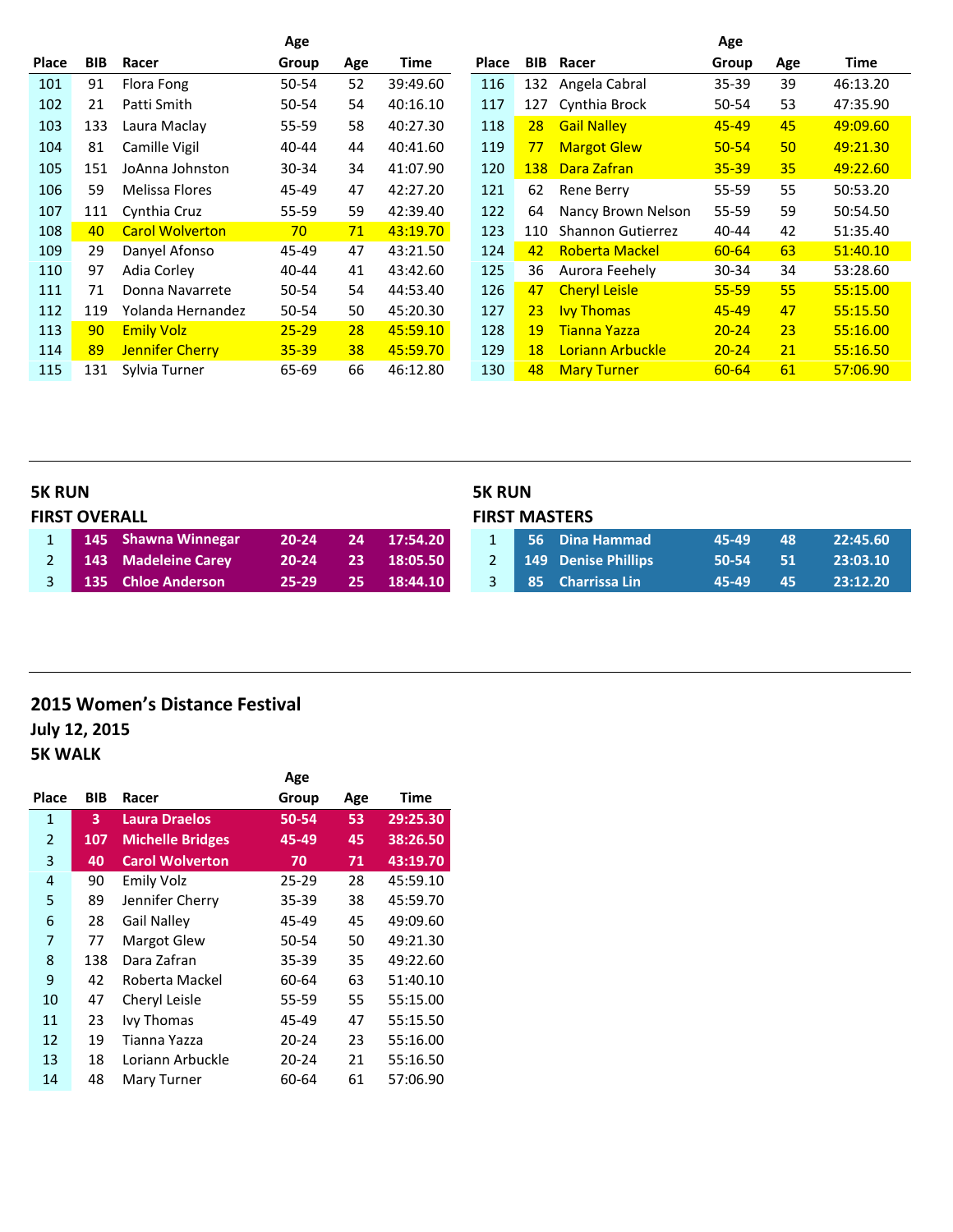| Place | BIB | Racer | Age Group | Age | Time |
|---|---|---|---|---|---|
| 101 | 91 | Flora Fong | 50-54 | 52 | 39:49.60 |
| 102 | 21 | Patti Smith | 50-54 | 54 | 40:16.10 |
| 103 | 133 | Laura Maclay | 55-59 | 58 | 40:27.30 |
| 104 | 81 | Camille Vigil | 40-44 | 44 | 40:41.60 |
| 105 | 151 | JoAnna Johnston | 30-34 | 34 | 41:07.90 |
| 106 | 59 | Melissa Flores | 45-49 | 47 | 42:27.20 |
| 107 | 111 | Cynthia Cruz | 55-59 | 59 | 42:39.40 |
| 108 | 40 | Carol Wolverton | 70 | 71 | 43:19.70 |
| 109 | 29 | Danyel Afonso | 45-49 | 47 | 43:21.50 |
| 110 | 97 | Adia Corley | 40-44 | 41 | 43:42.60 |
| 111 | 71 | Donna Navarrete | 50-54 | 54 | 44:53.40 |
| 112 | 119 | Yolanda Hernandez | 50-54 | 50 | 45:20.30 |
| 113 | 90 | Emily Volz | 25-29 | 28 | 45:59.10 |
| 114 | 89 | Jennifer Cherry | 35-39 | 38 | 45:59.70 |
| 115 | 131 | Sylvia Turner | 65-69 | 66 | 46:12.80 |
| 116 | 132 | Angela Cabral | 35-39 | 39 | 46:13.20 |
| 117 | 127 | Cynthia Brock | 50-54 | 53 | 47:35.90 |
| 118 | 28 | Gail Nalley | 45-49 | 45 | 49:09.60 |
| 119 | 77 | Margot Glew | 50-54 | 50 | 49:21.30 |
| 120 | 138 | Dara Zafran | 35-39 | 35 | 49:22.60 |
| 121 | 62 | Rene Berry | 55-59 | 55 | 50:53.20 |
| 122 | 64 | Nancy Brown Nelson | 55-59 | 59 | 50:54.50 |
| 123 | 110 | Shannon Gutierrez | 40-44 | 42 | 51:35.40 |
| 124 | 42 | Roberta Mackel | 60-64 | 63 | 51:40.10 |
| 125 | 36 | Aurora Feehely | 30-34 | 34 | 53:28.60 |
| 126 | 47 | Cheryl Leisle | 55-59 | 55 | 55:15.00 |
| 127 | 23 | Ivy Thomas | 45-49 | 47 | 55:15.50 |
| 128 | 19 | Tianna Yazza | 20-24 | 23 | 55:16.00 |
| 129 | 18 | Loriann Arbuckle | 20-24 | 21 | 55:16.50 |
| 130 | 48 | Mary Turner | 60-64 | 61 | 57:06.90 |

**5K RUN**

**FIRST OVERALL**

| | | | | | |
|---|---|---|---|---|---|
| 1 | 145 | Shawna Winnegar | 20-24 | 24 | 17:54.20 |
| 2 | 143 | Madeleine Carey | 20-24 | 23 | 18:05.50 |
| 3 | 135 | Chloe Anderson | 25-29 | 25 | 18:44.10 |

**5K RUN**

**FIRST MASTERS**

| | | | | | |
|---|---|---|---|---|---|
| 1 | 56 | Dina Hammad | 45-49 | 48 | 22:45.60 |
| 2 | 149 | Denise Phillips | 50-54 | 51 | 23:03.10 |
| 3 | 85 | Charrissa Lin | 45-49 | 45 | 23:12.20 |

## 2015 Women's Distance Festival

**July 12, 2015**

**5K WALK**

| Place | BIB | Racer | Age Group | Age | Time |
|---|---|---|---|---|---|
| 1 | 3 | Laura Draelos | 50-54 | 53 | 29:25.30 |
| 2 | 107 | Michelle Bridges | 45-49 | 45 | 38:26.50 |
| 3 | 40 | Carol Wolverton | 70 | 71 | 43:19.70 |
| 4 | 90 | Emily Volz | 25-29 | 28 | 45:59.10 |
| 5 | 89 | Jennifer Cherry | 35-39 | 38 | 45:59.70 |
| 6 | 28 | Gail Nalley | 45-49 | 45 | 49:09.60 |
| 7 | 77 | Margot Glew | 50-54 | 50 | 49:21.30 |
| 8 | 138 | Dara Zafran | 35-39 | 35 | 49:22.60 |
| 9 | 42 | Roberta Mackel | 60-64 | 63 | 51:40.10 |
| 10 | 47 | Cheryl Leisle | 55-59 | 55 | 55:15.00 |
| 11 | 23 | Ivy Thomas | 45-49 | 47 | 55:15.50 |
| 12 | 19 | Tianna Yazza | 20-24 | 23 | 55:16.00 |
| 13 | 18 | Loriann Arbuckle | 20-24 | 21 | 55:16.50 |
| 14 | 48 | Mary Turner | 60-64 | 61 | 57:06.90 |